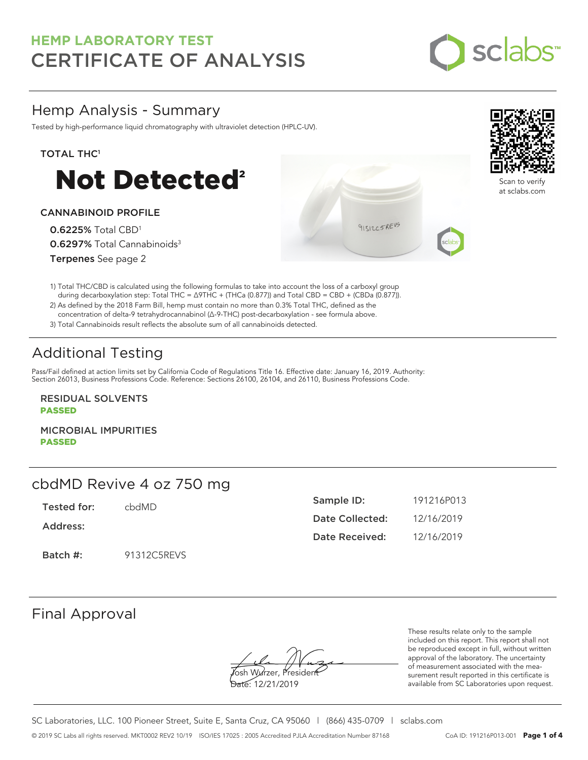# HEMP LABORATORY TEST
# CERTIFICATE OF ANALYSIS

sclabs™

## Hemp Analysis - Summary

Tested by high-performance liquid chromatography with ultraviolet detection (HPLC-UV).

Scan to verify at sclabs.com

**TOTAL THC[1]**

# Not Detected[2]

**CANNABINOID PROFILE**

**0.6225%** Total CBD[1]
**0.6297%** Total Cannabinoids[3]
**Terpenes** See page 2

1) Total THC/CBD is calculated using the following formulas to take into account the loss of a carboxyl group during decarboxylation step: Total THC = Δ9THC + (THCa (0.877)) and Total CBD = CBD + (CBDa (0.877)).
2) As defined by the 2018 Farm Bill, hemp must contain no more than 0.3% Total THC, defined as the concentration of delta-9 tetrahydrocannabinol (Δ-9-THC) post-decarboxylation - see formula above.
3) Total Cannabinoids result reflects the absolute sum of all cannabinoids detected.

## Additional Testing

Pass/Fail defined at action limits set by California Code of Regulations Title 16. Effective date: January 16, 2019. Authority: Section 26013, Business Professions Code. Reference: Sections 26100, 26104, and 26110, Business Professions Code.

**RESIDUAL SOLVENTS**
**PASSED**

**MICROBIAL IMPURITIES**
**PASSED**

## cbdMD Revive 4 oz 750 mg

| | | | |
|---|---|---|---|
| **Tested for:** | cbdMD | **Sample ID:** | 191216P013 |
| **Address:** | | **Date Collected:** | 12/16/2019 |
| | | **Date Received:** | 12/16/2019 |
| **Batch #:** | 91312C5REVS | | |

## Final Approval

Josh Wurzer, President
Date: 12/21/2019

These results relate only to the sample included on this report. This report shall not be reproduced except in full, without written approval of the laboratory. The uncertainty of measurement associated with the measurement result reported in this certificate is available from SC Laboratories upon request.

SC Laboratories, LLC. 100 Pioneer Street, Suite E, Santa Cruz, CA 95060 | (866) 435-0709 | sclabs.com

© 2019 SC Labs all rights reserved. MKT0002 REV2 10/19 ISO/IES 17025 : 2005 Accredited PJLA Accreditation Number 87168 CoA ID: 191216P013-001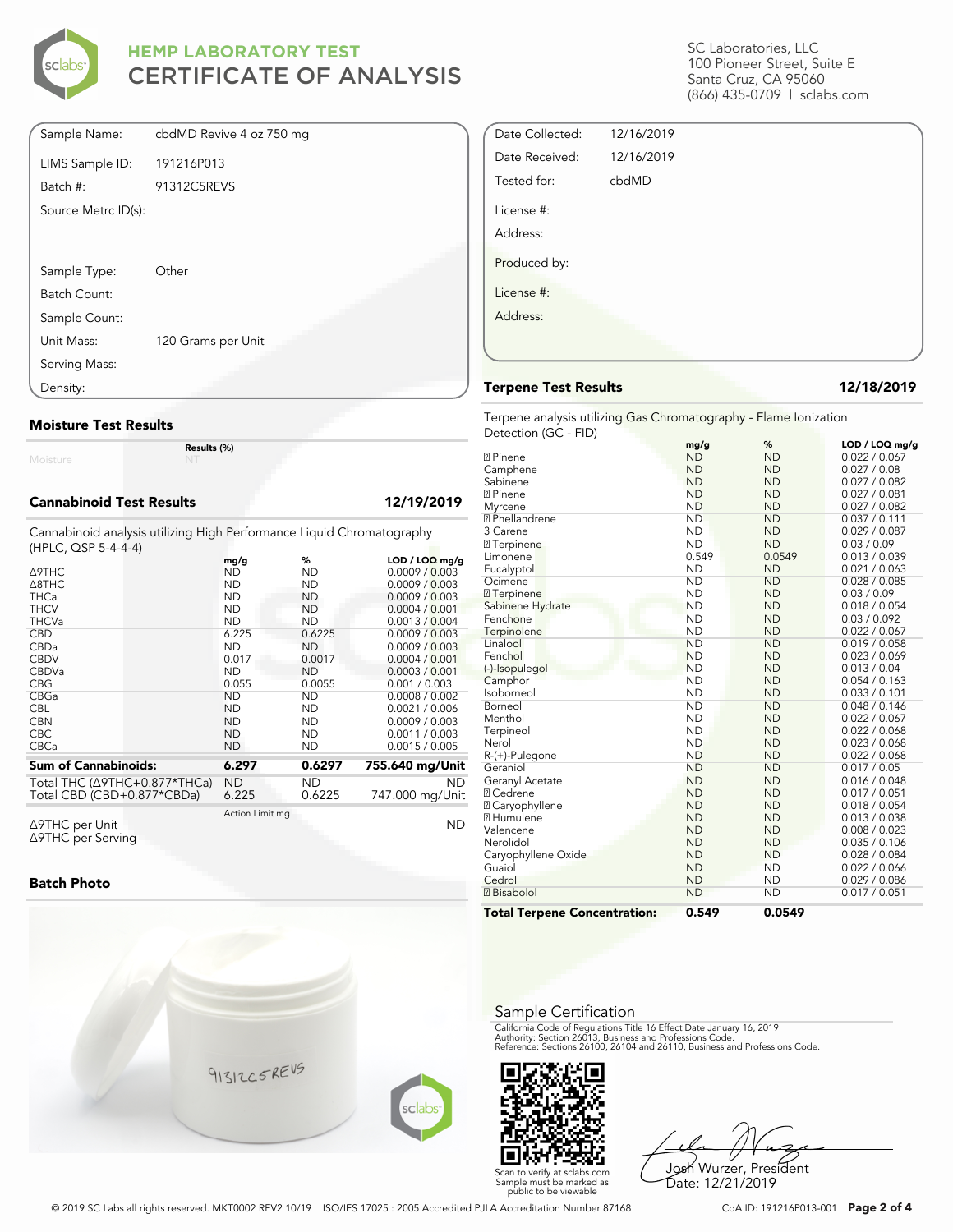# HEMP LABORATORY TEST
# CERTIFICATE OF ANALYSIS

SC Laboratories, LLC
100 Pioneer Street, Suite E
Santa Cruz, CA 95060
(866) 435-0709 | sclabs.com

| | |
|---|---|
| Sample Name: | cbdMD Revive 4 oz 750 mg |
| LIMS Sample ID: | 191216P013 |
| Batch #: | 91312C5REVS |
| Source Metrc ID(s): | |
| Sample Type: | Other |
| Batch Count: | |
| Sample Count: | |
| Unit Mass: | 120 Grams per Unit |
| Serving Mass: | |
| Density: | |

| | |
|---|---|
| Date Collected: | 12/16/2019 |
| Date Received: | 12/16/2019 |
| Tested for: | cbdMD |
| License #: | |
| Address: | |
| Produced by: | |
| License #: | |
| Address: | |

## Moisture Test Results

| | Results (%) |
|---|---|
| Moisture | NT |

## Cannabinoid Test Results — 12/19/2019

Cannabinoid analysis utilizing High Performance Liquid Chromatography (HPLC, QSP 5-4-4-4)

| | mg/g | % | LOD / LOQ mg/g |
|---|---|---|---|
| Δ9THC | ND | ND | 0.0009 / 0.003 |
| Δ8THC | ND | ND | 0.0009 / 0.003 |
| THCa | ND | ND | 0.0009 / 0.003 |
| THCV | ND | ND | 0.0004 / 0.001 |
| THCVa | ND | ND | 0.0013 / 0.004 |
| CBD | 6.225 | 0.6225 | 0.0009 / 0.003 |
| CBDa | ND | ND | 0.0009 / 0.003 |
| CBDV | 0.017 | 0.0017 | 0.0004 / 0.001 |
| CBDVa | ND | ND | 0.0003 / 0.001 |
| CBG | 0.055 | 0.0055 | 0.001 / 0.003 |
| CBGa | ND | ND | 0.0008 / 0.002 |
| CBL | ND | ND | 0.0021 / 0.006 |
| CBN | ND | ND | 0.0009 / 0.003 |
| CBC | ND | ND | 0.0011 / 0.003 |
| CBCa | ND | ND | 0.0015 / 0.005 |
| **Sum of Cannabinoids:** | **6.297** | **0.6297** | **755.640 mg/Unit** |
| Total THC (Δ9THC+0.877*THCa) | ND | ND | ND |
| Total CBD (CBD+0.877*CBDa) | 6.225 | 0.6225 | 747.000 mg/Unit |

| | Action Limit mg | |
|---|---|---|
| Δ9THC per Unit | | ND |
| Δ9THC per Serving | | |

## Batch Photo

## Terpene Test Results — 12/18/2019

Terpene analysis utilizing Gas Chromatography - Flame Ionization Detection (GC - FID)

| | mg/g | % | LOD / LOQ mg/g |
|---|---|---|---|
| α Pinene | ND | ND | 0.022 / 0.067 |
| Camphene | ND | ND | 0.027 / 0.08 |
| Sabinene | ND | ND | 0.027 / 0.082 |
| β Pinene | ND | ND | 0.027 / 0.081 |
| Myrcene | ND | ND | 0.027 / 0.082 |
| α Phellandrene | ND | ND | 0.037 / 0.111 |
| 3 Carene | ND | ND | 0.029 / 0.087 |
| α Terpinene | ND | ND | 0.03 / 0.09 |
| Limonene | 0.549 | 0.0549 | 0.013 / 0.039 |
| Eucalyptol | ND | ND | 0.021 / 0.063 |
| Ocimene | ND | ND | 0.028 / 0.085 |
| γ Terpinene | ND | ND | 0.03 / 0.09 |
| Sabinene Hydrate | ND | ND | 0.018 / 0.054 |
| Fenchone | ND | ND | 0.03 / 0.092 |
| Terpinolene | ND | ND | 0.022 / 0.067 |
| Linalool | ND | ND | 0.019 / 0.058 |
| Fenchol | ND | ND | 0.023 / 0.069 |
| (-)-Isopulegol | ND | ND | 0.013 / 0.04 |
| Camphor | ND | ND | 0.054 / 0.163 |
| Isoborneol | ND | ND | 0.033 / 0.101 |
| Borneol | ND | ND | 0.048 / 0.146 |
| Menthol | ND | ND | 0.022 / 0.067 |
| Terpineol | ND | ND | 0.022 / 0.068 |
| Nerol | ND | ND | 0.023 / 0.068 |
| R-(+)-Pulegone | ND | ND | 0.022 / 0.068 |
| Geraniol | ND | ND | 0.017 / 0.05 |
| Geranyl Acetate | ND | ND | 0.016 / 0.048 |
| α Cedrene | ND | ND | 0.017 / 0.051 |
| β Caryophyllene | ND | ND | 0.018 / 0.054 |
| α Humulene | ND | ND | 0.013 / 0.038 |
| Valencene | ND | ND | 0.008 / 0.023 |
| Nerolidol | ND | ND | 0.035 / 0.106 |
| Caryophyllene Oxide | ND | ND | 0.028 / 0.084 |
| Guaiol | ND | ND | 0.022 / 0.066 |
| Cedrol | ND | ND | 0.029 / 0.086 |
| α Bisabolol | ND | ND | 0.017 / 0.051 |
| **Total Terpene Concentration:** | **0.549** | **0.0549** | |

## Sample Certification

California Code of Regulations Title 16 Effect Date January 16, 2019
Authority: Section 26013, Business and Professions Code.
Reference: Sections 26100, 26104 and 26110, Business and Professions Code.

Scan to verify at sclabs.com
Sample must be marked as public to be viewable

Josh Wurzer, President
Date: 12/21/2019

© 2019 SC Labs all rights reserved. MKT0002 REV2 10/19   ISO/IES 17025 : 2005 Accredited PJLA Accreditation Number 87168   CoA ID: 191216P013-001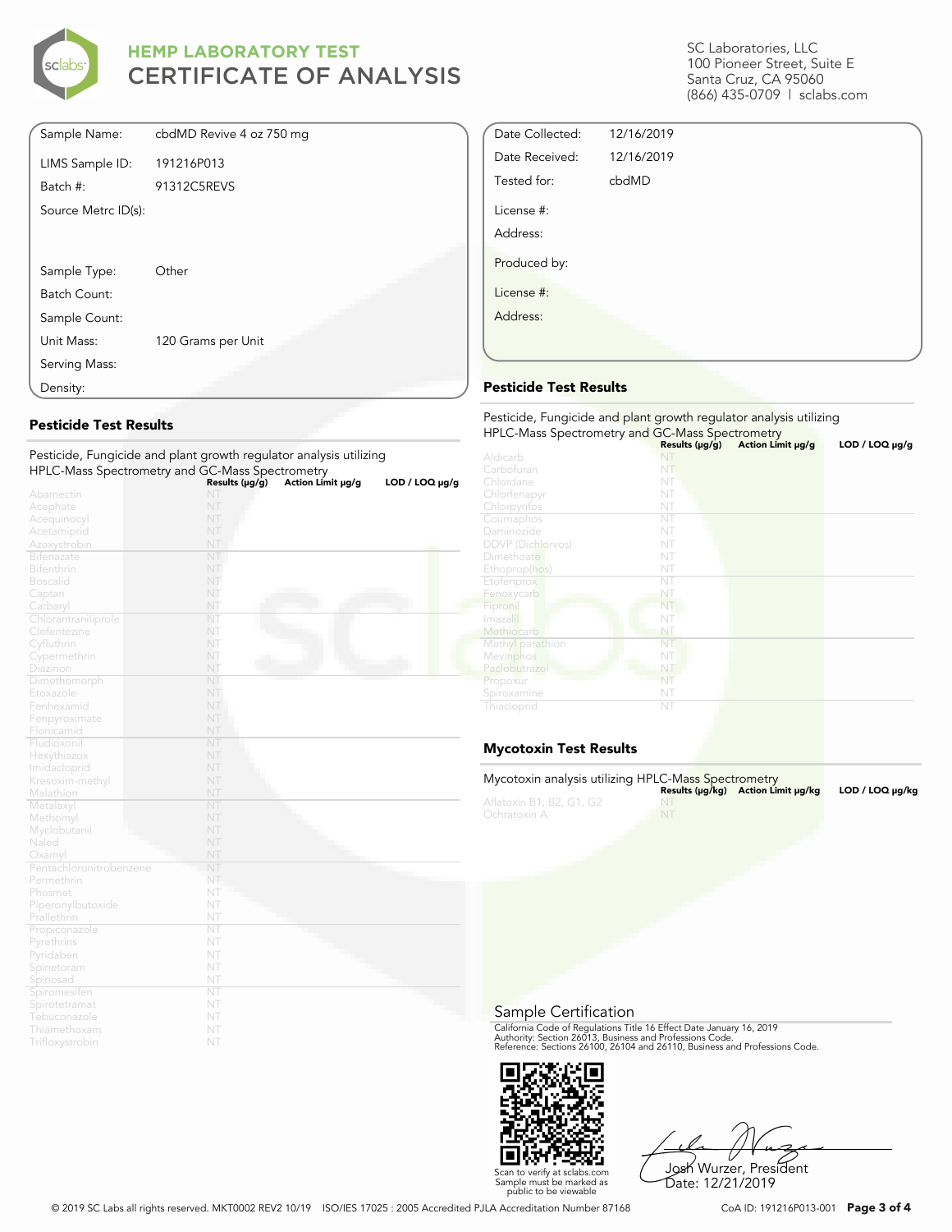# HEMP LABORATORY TEST
# CERTIFICATE OF ANALYSIS

SC Laboratories, LLC
100 Pioneer Street, Suite E
Santa Cruz, CA 95060
(866) 435-0709 | sclabs.com

| | |
|---|---|
| Sample Name: | cbdMD Revive 4 oz 750 mg |
| LIMS Sample ID: | 191216P013 |
| Batch #: | 91312C5REVS |
| Source Metrc ID(s): | |
| Sample Type: | Other |
| Batch Count: | |
| Sample Count: | |
| Unit Mass: | 120 Grams per Unit |
| Serving Mass: | |
| Density: | |

| | |
|---|---|
| Date Collected: | 12/16/2019 |
| Date Received: | 12/16/2019 |
| Tested for: | cbdMD |
| License #: | |
| Address: | |
| Produced by: | |
| License #: | |
| Address: | |

## Pesticide Test Results

Pesticide, Fungicide and plant growth regulator analysis utilizing HPLC-Mass Spectrometry and GC-Mass Spectrometry

| | Results (μg/g) | Action Limit μg/g | LOD / LOQ μg/g |
|---|---|---|---|
| Abamectin | NT | | |
| Acephate | NT | | |
| Acequinocyl | NT | | |
| Acetamiprid | NT | | |
| Azoxystrobin | NT | | |
| Bifenazate | NT | | |
| Bifenthrin | NT | | |
| Boscalid | NT | | |
| Captan | NT | | |
| Carbaryl | NT | | |
| Chlorantraniliprole | NT | | |
| Clofentezine | NT | | |
| Cyfluthrin | NT | | |
| Cypermethrin | NT | | |
| Diazinon | NT | | |
| Dimethomorph | NT | | |
| Etoxazole | NT | | |
| Fenhexamid | NT | | |
| Fenpyroximate | NT | | |
| Flonicamid | NT | | |
| Fludioxonil | NT | | |
| Hexythiazox | NT | | |
| Imidacloprid | NT | | |
| Kresoxim-methyl | NT | | |
| Malathion | NT | | |
| Metalaxyl | NT | | |
| Methomyl | NT | | |
| Myclobutanil | NT | | |
| Naled | NT | | |
| Oxamyl | NT | | |
| Pentachloronitrobenzene | NT | | |
| Permethrin | NT | | |
| Phosmet | NT | | |
| Piperonylbutoxide | NT | | |
| Prallethrin | NT | | |
| Propiconazole | NT | | |
| Pyrethrins | NT | | |
| Pyridaben | NT | | |
| Spinetoram | NT | | |
| Spinosad | NT | | |
| Spiromesifen | NT | | |
| Spirotetramat | NT | | |
| Tebuconazole | NT | | |
| Thiamethoxam | NT | | |
| Trifloxystrobin | NT | | |

## Pesticide Test Results

Pesticide, Fungicide and plant growth regulator analysis utilizing HPLC-Mass Spectrometry and GC-Mass Spectrometry

| | Results (μg/g) | Action Limit μg/g | LOD / LOQ μg/g |
|---|---|---|---|
| Aldicarb | NT | | |
| Carbofuran | NT | | |
| Chlordane | NT | | |
| Chlorfenapyr | NT | | |
| Chlorpyrifos | NT | | |
| Coumaphos | NT | | |
| Daminozide | NT | | |
| DDVP (Dichlorvos) | NT | | |
| Dimethoate | NT | | |
| Ethoprop(hos) | NT | | |
| Etofenprox | NT | | |
| Fenoxycarb | NT | | |
| Fipronil | NT | | |
| Imazalil | NT | | |
| Methiocarb | NT | | |
| Methyl parathion | NT | | |
| Mevinphos | NT | | |
| Paclobutrazol | NT | | |
| Propoxur | NT | | |
| Spiroxamine | NT | | |
| Thiacloprid | NT | | |

## Mycotoxin Test Results

Mycotoxin analysis utilizing HPLC-Mass Spectrometry

| | Results (μg/kg) | Action Limit μg/kg | LOD / LOQ μg/kg |
|---|---|---|---|
| Aflatoxin B1, B2, G1, G2 | NT | | |
| Ochratoxin A | NT | | |

## Sample Certification

California Code of Regulations Title 16 Effect Date January 16, 2019
Authority: Section 26013, Business and Professions Code.
Reference: Sections 26100, 26104 and 26110, Business and Professions Code.

Scan to verify at sclabs.com
Sample must be marked as public to be viewable

Josh Wurzer, President
Date: 12/21/2019

© 2019 SC Labs all rights reserved. MKT0002 REV2 10/19 ISO/IES 17025 : 2005 Accredited PJLA Accreditation Number 87168

CoA ID: 191216P013-001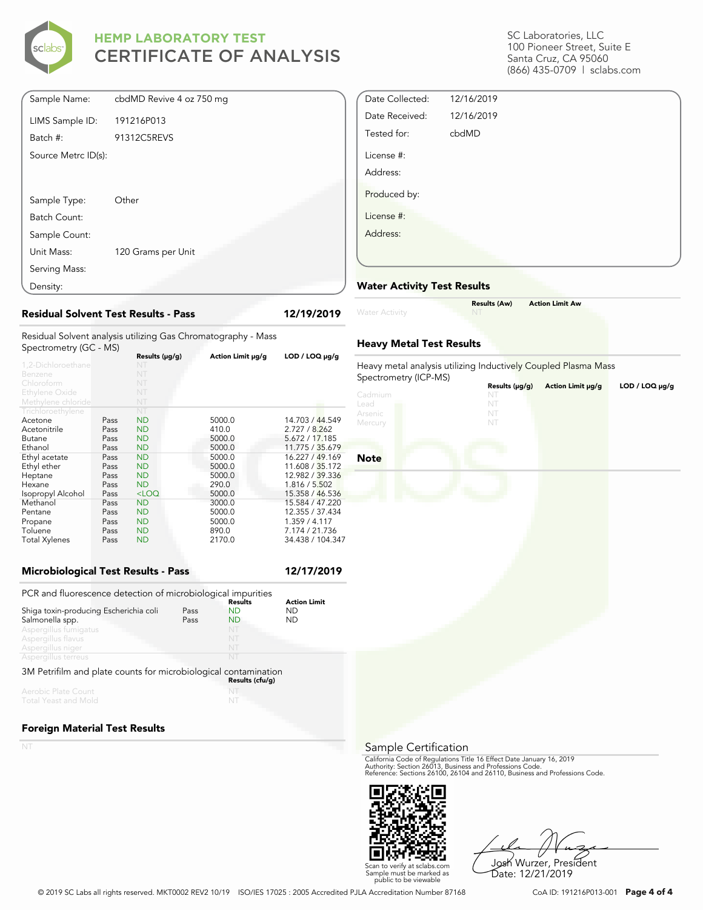# HEMP LABORATORY TEST
# CERTIFICATE OF ANALYSIS

SC Laboratories, LLC
100 Pioneer Street, Suite E
Santa Cruz, CA 95060
(866) 435-0709 | sclabs.com

| | |
|---|---|
| Sample Name: | cbdMD Revive 4 oz 750 mg |
| LIMS Sample ID: | 191216P013 |
| Batch #: | 91312C5REVS |
| Source Metrc ID(s): | |
| Sample Type: | Other |
| Batch Count: | |
| Sample Count: | |
| Unit Mass: | 120 Grams per Unit |
| Serving Mass: | |
| Density: | |

| | |
|---|---|
| Date Collected: | 12/16/2019 |
| Date Received: | 12/16/2019 |
| Tested for: | cbdMD |
| License #: | |
| Address: | |
| Produced by: | |
| License #: | |
| Address: | |

## Residual Solvent Test Results - Pass 12/19/2019

Residual Solvent analysis utilizing Gas Chromatography - Mass Spectrometry (GC - MS)

| | | Results (µg/g) | Action Limit µg/g | LOD / LOQ µg/g |
|---|---|---|---|---|
| 1,2-Dichloroethane | | NT | | |
| Benzene | | NT | | |
| Chloroform | | NT | | |
| Ethylene Oxide | | NT | | |
| Methylene chloride | | NT | | |
| Trichloroethylene | | NT | | |
| Acetone | Pass | ND | 5000.0 | 14.703 / 44.549 |
| Acetonitrile | Pass | ND | 410.0 | 2.727 / 8.262 |
| Butane | Pass | ND | 5000.0 | 5.672 / 17.185 |
| Ethanol | Pass | ND | 5000.0 | 11.775 / 35.679 |
| Ethyl acetate | Pass | ND | 5000.0 | 16.227 / 49.169 |
| Ethyl ether | Pass | ND | 5000.0 | 11.608 / 35.172 |
| Heptane | Pass | ND | 5000.0 | 12.982 / 39.336 |
| Hexane | Pass | ND | 290.0 | 1.816 / 5.502 |
| Isopropyl Alcohol | Pass | <LOQ | 5000.0 | 15.358 / 46.536 |
| Methanol | Pass | ND | 3000.0 | 15.584 / 47.220 |
| Pentane | Pass | ND | 5000.0 | 12.355 / 37.434 |
| Propane | Pass | ND | 5000.0 | 1.359 / 4.117 |
| Toluene | Pass | ND | 890.0 | 7.174 / 21.736 |
| Total Xylenes | Pass | ND | 2170.0 | 34.438 / 104.347 |

## Microbiological Test Results - Pass 12/17/2019

PCR and fluorescence detection of microbiological impurities

| | | Results | Action Limit |
|---|---|---|---|
| Shiga toxin-producing Escherichia coli | Pass | ND | ND |
| Salmonella spp. | Pass | ND | ND |
| Aspergillus fumigatus | | NT | |
| Aspergillus flavus | | NT | |
| Aspergillus niger | | NT | |
| Aspergillus terreus | | NT | |

3M Petrifilm and plate counts for microbiological contamination

| | Results (cfu/g) |
|---|---|
| Aerobic Plate Count | NT |
| Total Yeast and Mold | NT |

## Foreign Material Test Results

NT

## Water Activity Test Results

| | Results (Aw) | Action Limit Aw |
|---|---|---|
| Water Activity | NT | |

## Heavy Metal Test Results

Heavy metal analysis utilizing Inductively Coupled Plasma Mass Spectrometry (ICP-MS)

| | Results (µg/g) | Action Limit µg/g | LOD / LOQ µg/g |
|---|---|---|---|
| Cadmium | NT | | |
| Lead | NT | | |
| Arsenic | NT | | |
| Mercury | NT | | |

## Note

## Sample Certification

California Code of Regulations Title 16 Effect Date January 16, 2019
Authority: Section 26013, Business and Professions Code.
Reference: Sections 26100, 26104 and 26110, Business and Professions Code.

Scan to verify at sclabs.com
Sample must be marked as public to be viewable

Josh Wurzer, President
Date: 12/21/2019

© 2019 SC Labs all rights reserved. MKT0002 REV2 10/19 ISO/IES 17025 : 2005 Accredited PJLA Accreditation Number 87168

CoA ID: 191216P013-001